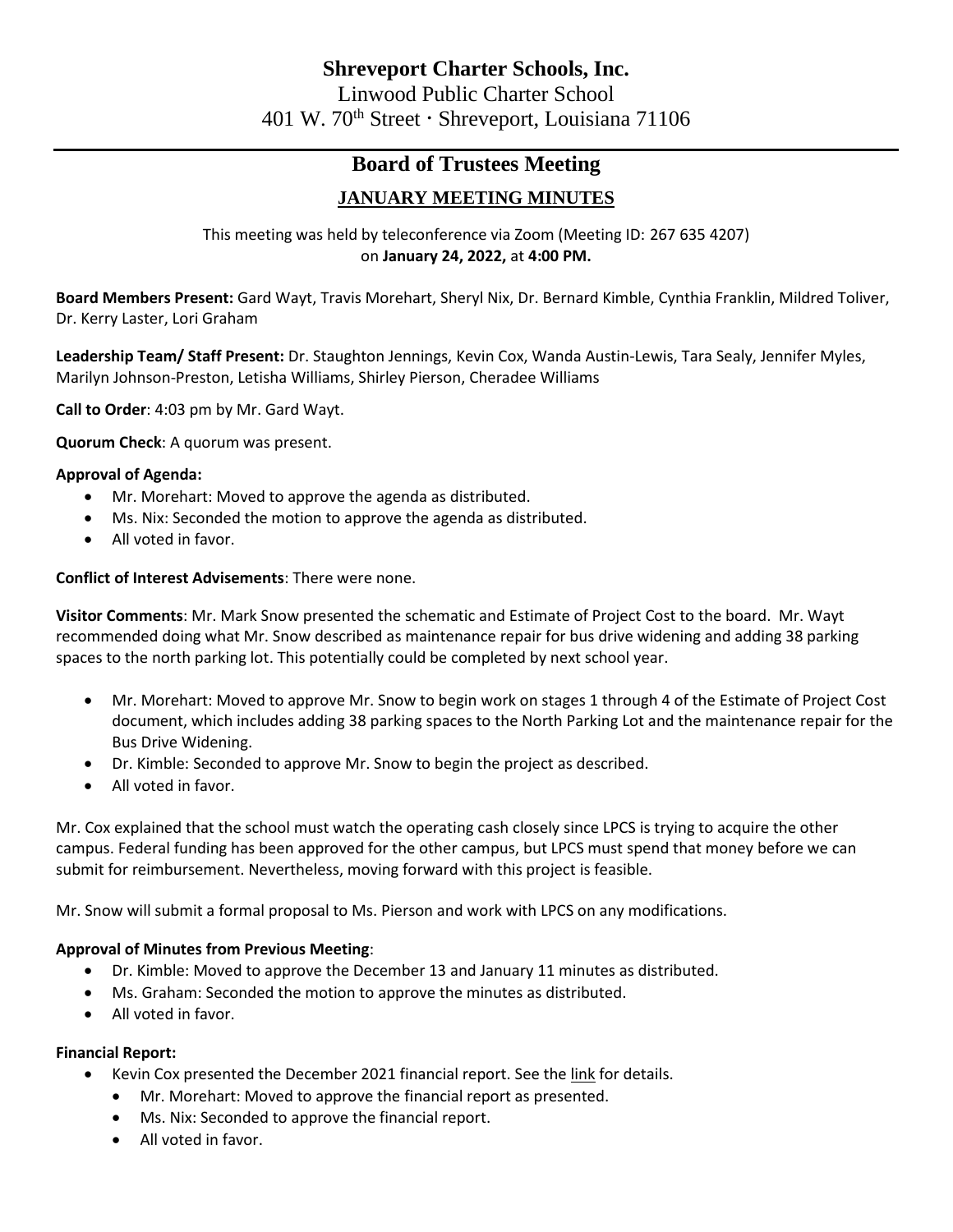# Shreveport Charter Schools, Inc.

Linwood Public Charter School

401 W. 70th Street · Shreveport, Louisiana 71106

## Board of Trustees Meeting

### JANUARY MEETING MINUTES

This meeting was held by teleconference via Zoom (Meeting ID: 267 635 4207) on **January 24, 2022,** at **4:00 PM.**

**Board Members Present:** Gard Wayt, Travis Morehart, Sheryl Nix, Dr. Bernard Kimble, Cynthia Franklin, Mildred Toliver, Dr. Kerry Laster, Lori Graham

**Leadership Team/ Staff Present:** Dr. Staughton Jennings, Kevin Cox, Wanda Austin-Lewis, Tara Sealy, Jennifer Myles, Marilyn Johnson-Preston, Letisha Williams, Shirley Pierson, Cheradee Williams

**Call to Order**: 4:03 pm by Mr. Gard Wayt.

**Quorum Check**: A quorum was present.

**Approval of Agenda:**

- Mr. Morehart: Moved to approve the agenda as distributed.
- Ms. Nix: Seconded the motion to approve the agenda as distributed.
- All voted in favor.

**Conflict of Interest Advisements**: There were none.

**Visitor Comments**: Mr. Mark Snow presented the schematic and Estimate of Project Cost to the board. Mr. Wayt recommended doing what Mr. Snow described as maintenance repair for bus drive widening and adding 38 parking spaces to the north parking lot. This potentially could be completed by next school year.

- Mr. Morehart: Moved to approve Mr. Snow to begin work on stages 1 through 4 of the Estimate of Project Cost document, which includes adding 38 parking spaces to the North Parking Lot and the maintenance repair for the Bus Drive Widening.
- Dr. Kimble: Seconded to approve Mr. Snow to begin the project as described.
- All voted in favor.

Mr. Cox explained that the school must watch the operating cash closely since LPCS is trying to acquire the other campus. Federal funding has been approved for the other campus, but LPCS must spend that money before we can submit for reimbursement. Nevertheless, moving forward with this project is feasible.

Mr. Snow will submit a formal proposal to Ms. Pierson and work with LPCS on any modifications.

**Approval of Minutes from Previous Meeting**:

- Dr. Kimble: Moved to approve the December 13 and January 11 minutes as distributed.
- Ms. Graham: Seconded the motion to approve the minutes as distributed.
- All voted in favor.

**Financial Report:**

- Kevin Cox presented the December 2021 financial report. See the link for details.
  - Mr. Morehart: Moved to approve the financial report as presented.
  - Ms. Nix: Seconded to approve the financial report.
  - All voted in favor.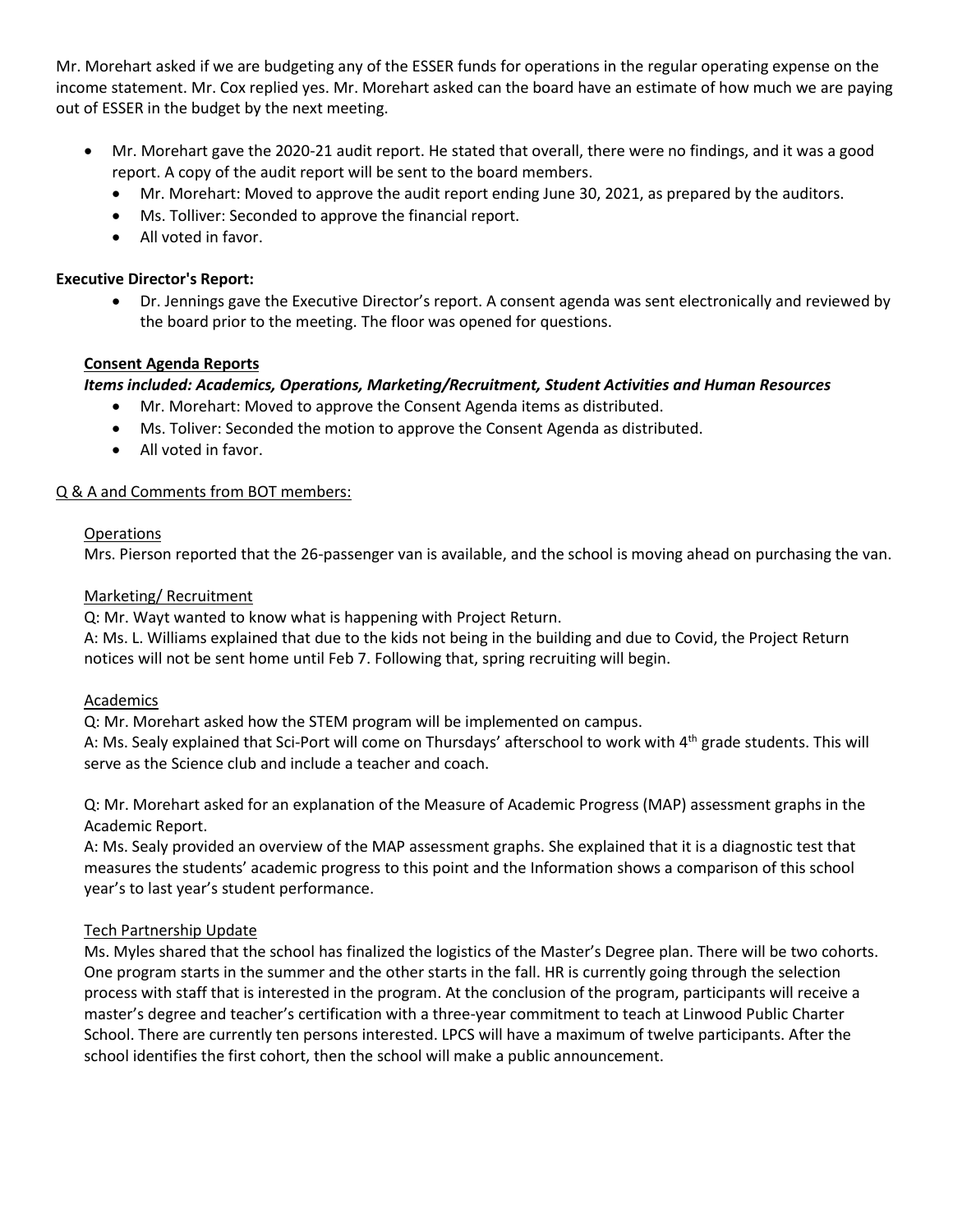Mr. Morehart asked if we are budgeting any of the ESSER funds for operations in the regular operating expense on the income statement. Mr. Cox replied yes. Mr. Morehart asked can the board have an estimate of how much we are paying out of ESSER in the budget by the next meeting.

- Mr. Morehart gave the 2020-21 audit report. He stated that overall, there were no findings, and it was a good report. A copy of the audit report will be sent to the board members.
  - Mr. Morehart: Moved to approve the audit report ending June 30, 2021, as prepared by the auditors.
  - Ms. Tolliver: Seconded to approve the financial report.
  - All voted in favor.

**Executive Director's Report:**

- Dr. Jennings gave the Executive Director's report. A consent agenda was sent electronically and reviewed by the board prior to the meeting. The floor was opened for questions.

**Consent Agenda Reports**

***Items included: Academics, Operations, Marketing/Recruitment, Student Activities and Human Resources***

- Mr. Morehart: Moved to approve the Consent Agenda items as distributed.
- Ms. Toliver: Seconded the motion to approve the Consent Agenda as distributed.
- All voted in favor.

Q & A and Comments from BOT members:

Operations

Mrs. Pierson reported that the 26-passenger van is available, and the school is moving ahead on purchasing the van.

Marketing/ Recruitment

Q: Mr. Wayt wanted to know what is happening with Project Return.

A: Ms. L. Williams explained that due to the kids not being in the building and due to Covid, the Project Return notices will not be sent home until Feb 7. Following that, spring recruiting will begin.

Academics

Q: Mr. Morehart asked how the STEM program will be implemented on campus.

A: Ms. Sealy explained that Sci-Port will come on Thursdays' afterschool to work with 4th grade students. This will serve as the Science club and include a teacher and coach.

Q: Mr. Morehart asked for an explanation of the Measure of Academic Progress (MAP) assessment graphs in the Academic Report.

A: Ms. Sealy provided an overview of the MAP assessment graphs. She explained that it is a diagnostic test that measures the students' academic progress to this point and the Information shows a comparison of this school year's to last year's student performance.

Tech Partnership Update

Ms. Myles shared that the school has finalized the logistics of the Master's Degree plan. There will be two cohorts. One program starts in the summer and the other starts in the fall. HR is currently going through the selection process with staff that is interested in the program. At the conclusion of the program, participants will receive a master's degree and teacher's certification with a three-year commitment to teach at Linwood Public Charter School. There are currently ten persons interested. LPCS will have a maximum of twelve participants. After the school identifies the first cohort, then the school will make a public announcement.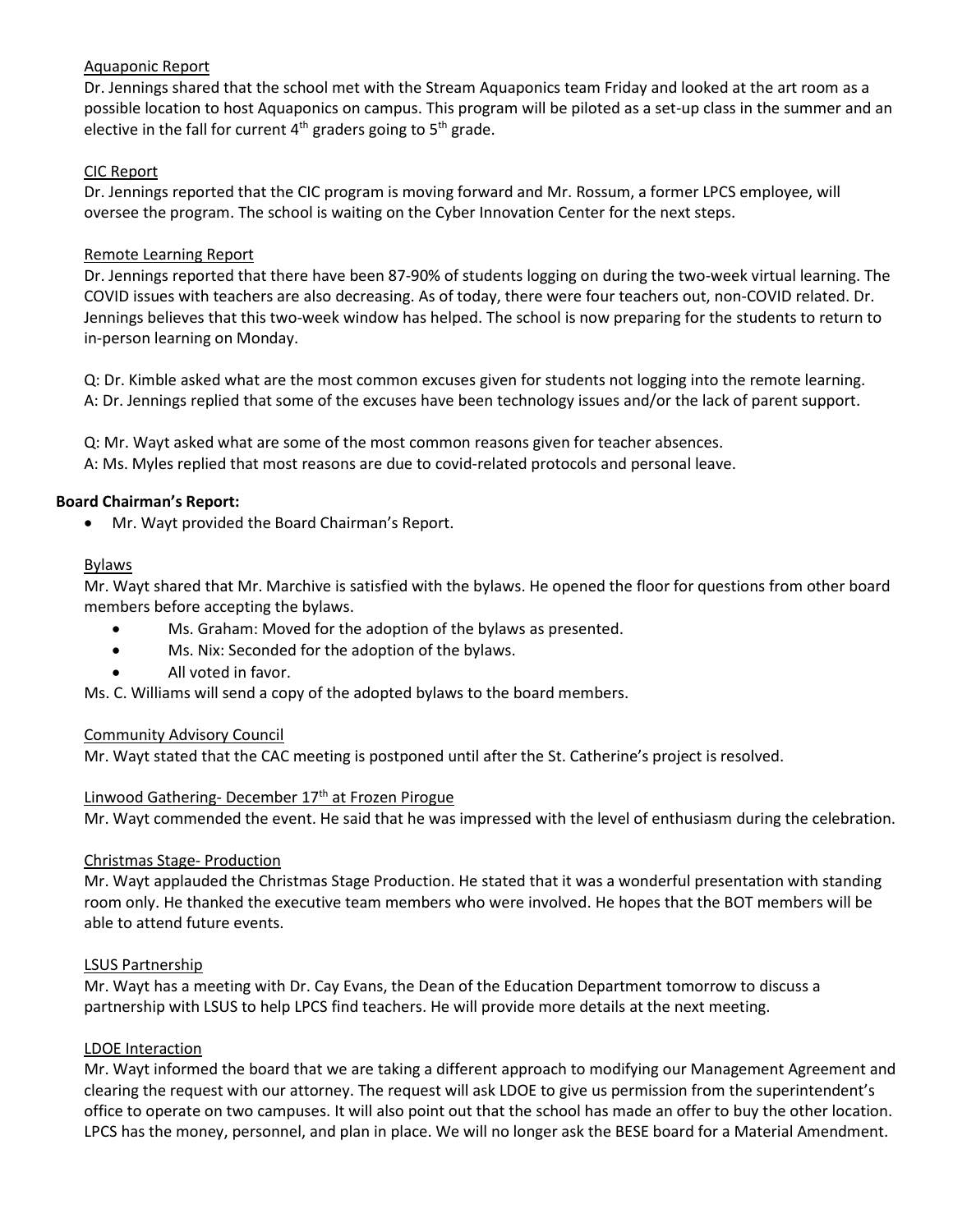Aquaponic Report

Dr. Jennings shared that the school met with the Stream Aquaponics team Friday and looked at the art room as a possible location to host Aquaponics on campus. This program will be piloted as a set-up class in the summer and an elective in the fall for current 4th graders going to 5th grade.

CIC Report

Dr. Jennings reported that the CIC program is moving forward and Mr. Rossum, a former LPCS employee, will oversee the program. The school is waiting on the Cyber Innovation Center for the next steps.

Remote Learning Report

Dr. Jennings reported that there have been 87-90% of students logging on during the two-week virtual learning. The COVID issues with teachers are also decreasing. As of today, there were four teachers out, non-COVID related. Dr. Jennings believes that this two-week window has helped. The school is now preparing for the students to return to in-person learning on Monday.

Q: Dr. Kimble asked what are the most common excuses given for students not logging into the remote learning.
A: Dr. Jennings replied that some of the excuses have been technology issues and/or the lack of parent support.

Q: Mr. Wayt asked what are some of the most common reasons given for teacher absences.
A: Ms. Myles replied that most reasons are due to covid-related protocols and personal leave.

**Board Chairman's Report:**

- Mr. Wayt provided the Board Chairman's Report.

Bylaws

Mr. Wayt shared that Mr. Marchive is satisfied with the bylaws. He opened the floor for questions from other board members before accepting the bylaws.

- Ms. Graham: Moved for the adoption of the bylaws as presented.
- Ms. Nix: Seconded for the adoption of the bylaws.
- All voted in favor.

Ms. C. Williams will send a copy of the adopted bylaws to the board members.

Community Advisory Council

Mr. Wayt stated that the CAC meeting is postponed until after the St. Catherine's project is resolved.

Linwood Gathering- December 17th at Frozen Pirogue

Mr. Wayt commended the event. He said that he was impressed with the level of enthusiasm during the celebration.

Christmas Stage- Production

Mr. Wayt applauded the Christmas Stage Production. He stated that it was a wonderful presentation with standing room only. He thanked the executive team members who were involved. He hopes that the BOT members will be able to attend future events.

LSUS Partnership

Mr. Wayt has a meeting with Dr. Cay Evans, the Dean of the Education Department tomorrow to discuss a partnership with LSUS to help LPCS find teachers. He will provide more details at the next meeting.

LDOE Interaction

Mr. Wayt informed the board that we are taking a different approach to modifying our Management Agreement and clearing the request with our attorney. The request will ask LDOE to give us permission from the superintendent's office to operate on two campuses. It will also point out that the school has made an offer to buy the other location. LPCS has the money, personnel, and plan in place. We will no longer ask the BESE board for a Material Amendment.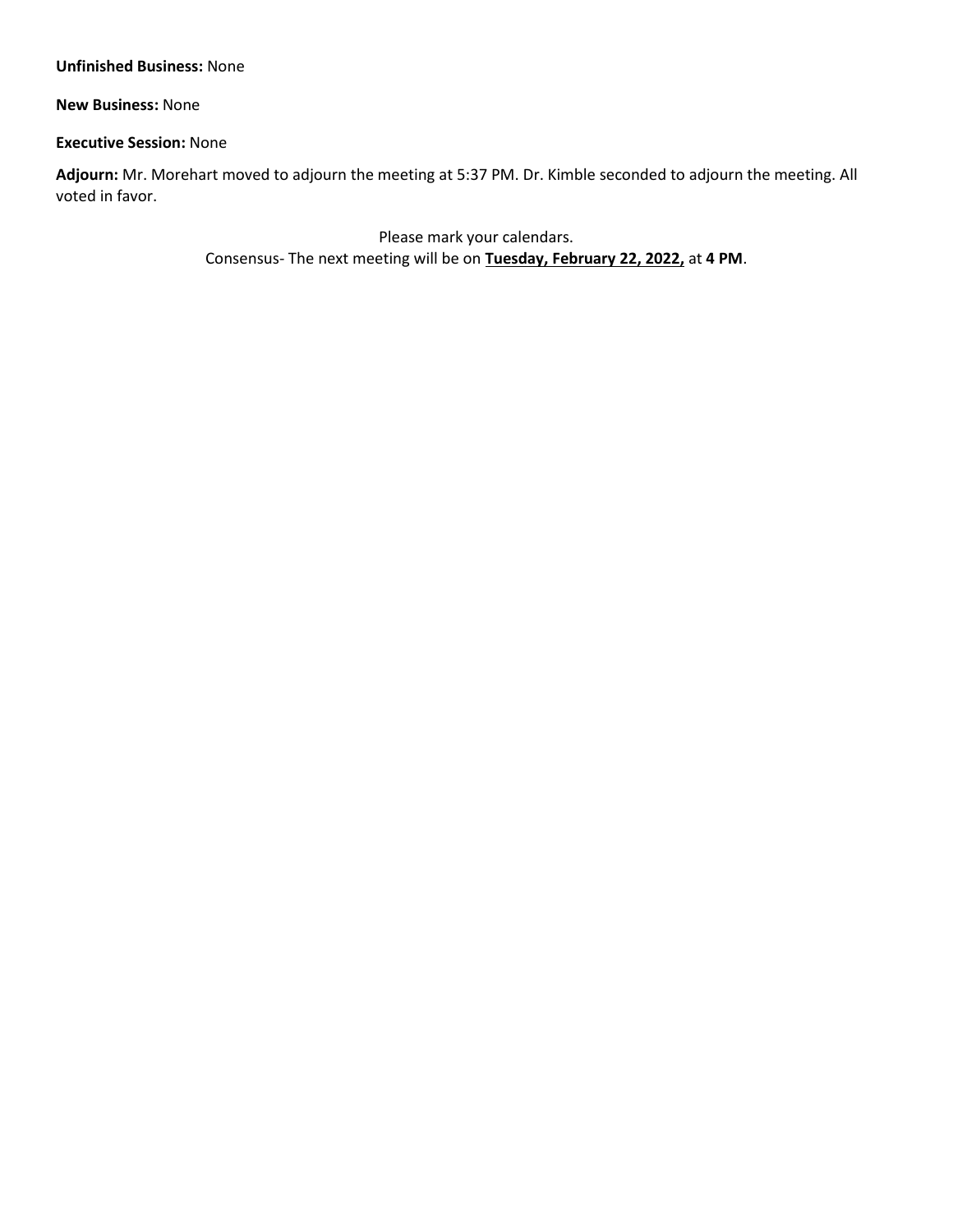**Unfinished Business:** None

**New Business:** None

**Executive Session:** None

**Adjourn:** Mr. Morehart moved to adjourn the meeting at 5:37 PM. Dr. Kimble seconded to adjourn the meeting. All voted in favor.

Please mark your calendars.
Consensus- The next meeting will be on **Tuesday, February 22, 2022,** at **4 PM**.